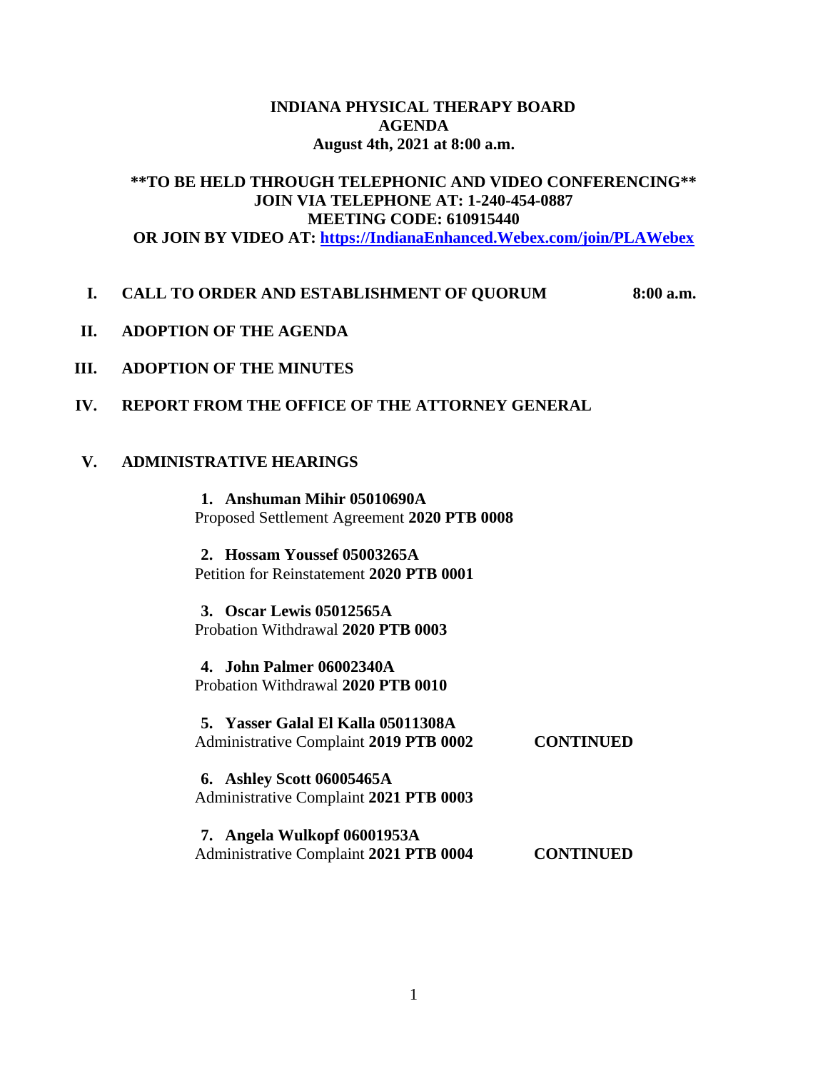# INDIANA PHYSICAL THERAPY BOARD
## AGENDA
### August 4th, 2021 at 8:00 a.m.

**\*\*TO BE HELD THROUGH TELEPHONIC AND VIDEO CONFERENCING\*\***
**JOIN VIA TELEPHONE AT: 1-240-454-0887**
**MEETING CODE: 610915440**
**OR JOIN BY VIDEO AT: [https://IndianaEnhanced.Webex.com/join/PLAWebex](https://IndianaEnhanced.Webex.com/join/PLAWebex)**

**I. CALL TO ORDER AND ESTABLISHMENT OF QUORUM** **8:00 a.m.**

**II. ADOPTION OF THE AGENDA**

**III. ADOPTION OF THE MINUTES**

**IV. REPORT FROM THE OFFICE OF THE ATTORNEY GENERAL**

**V. ADMINISTRATIVE HEARINGS**

1. **Anshuman Mihir 05010690A**
   Proposed Settlement Agreement **2020 PTB 0008**

2. **Hossam Youssef 05003265A**
   Petition for Reinstatement **2020 PTB 0001**

3. **Oscar Lewis 05012565A**
   Probation Withdrawal **2020 PTB 0003**

4. **John Palmer 06002340A**
   Probation Withdrawal **2020 PTB 0010**

5. **Yasser Galal El Kalla 05011308A**
   Administrative Complaint **2019 PTB 0002** **CONTINUED**

6. **Ashley Scott 06005465A**
   Administrative Complaint **2021 PTB 0003**

7. **Angela Wulkopf 06001953A**
   Administrative Complaint **2021 PTB 0004** **CONTINUED**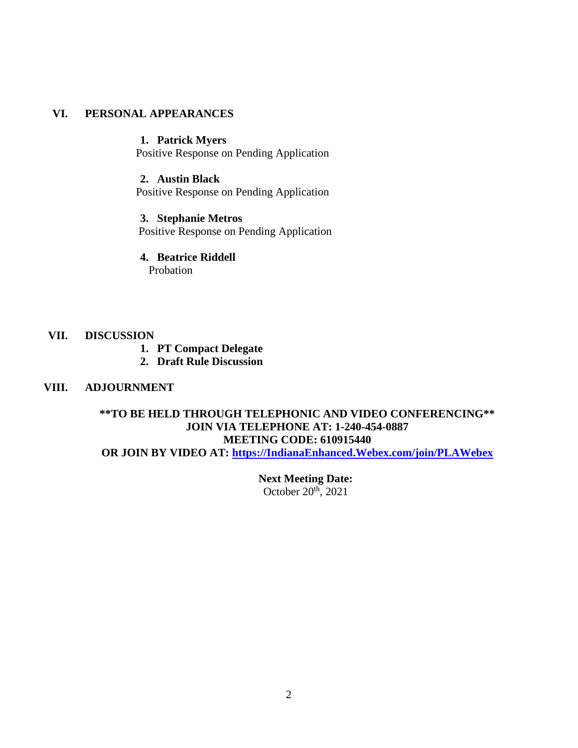## VI. PERSONAL APPEARANCES

1. **Patrick Myers**
   Positive Response on Pending Application

2. **Austin Black**
   Positive Response on Pending Application

3. **Stephanie Metros**
   Positive Response on Pending Application

4. **Beatrice Riddell**
   Probation

## VII. DISCUSSION

1. **PT Compact Delegate**
2. **Draft Rule Discussion**

## VIII. ADJOURNMENT

**\*\*TO BE HELD THROUGH TELEPHONIC AND VIDEO CONFERENCING\*\***
**JOIN VIA TELEPHONE AT: 1-240-454-0887**
**MEETING CODE: 610915440**
**OR JOIN BY VIDEO AT: [https://IndianaEnhanced.Webex.com/join/PLAWebex](https://IndianaEnhanced.Webex.com/join/PLAWebex)**

**Next Meeting Date:**
October 20th, 2021